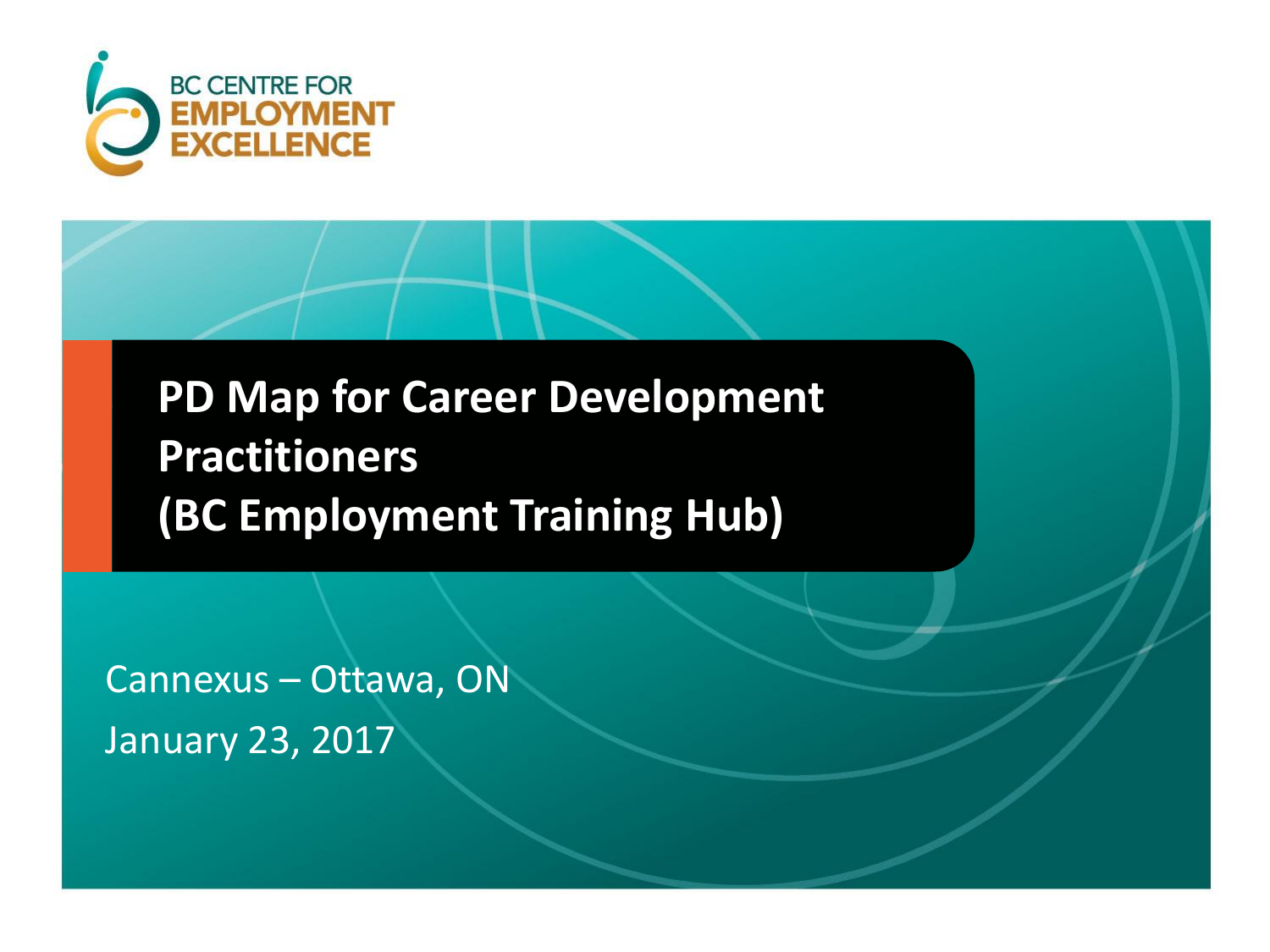BC CENTRE FOR EMPLOYMENT EXCELLENCE

# PD Map for Career Development Practitioners (BC Employment Training Hub)

Cannexus – Ottawa, ON

January 23, 2017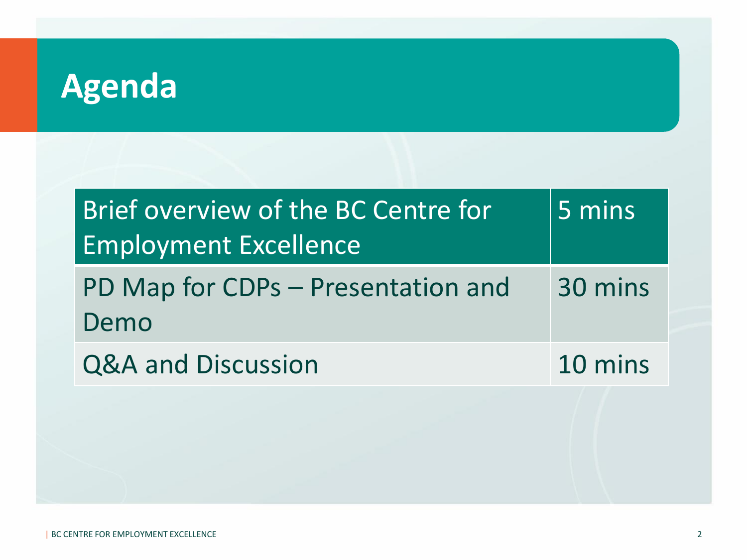# Agenda

| Brief overview of the BC Centre for Employment Excellence | 5 mins |
| --- | --- |
| PD Map for CDPs – Presentation and Demo | 30 mins |
| Q&A and Discussion | 10 mins |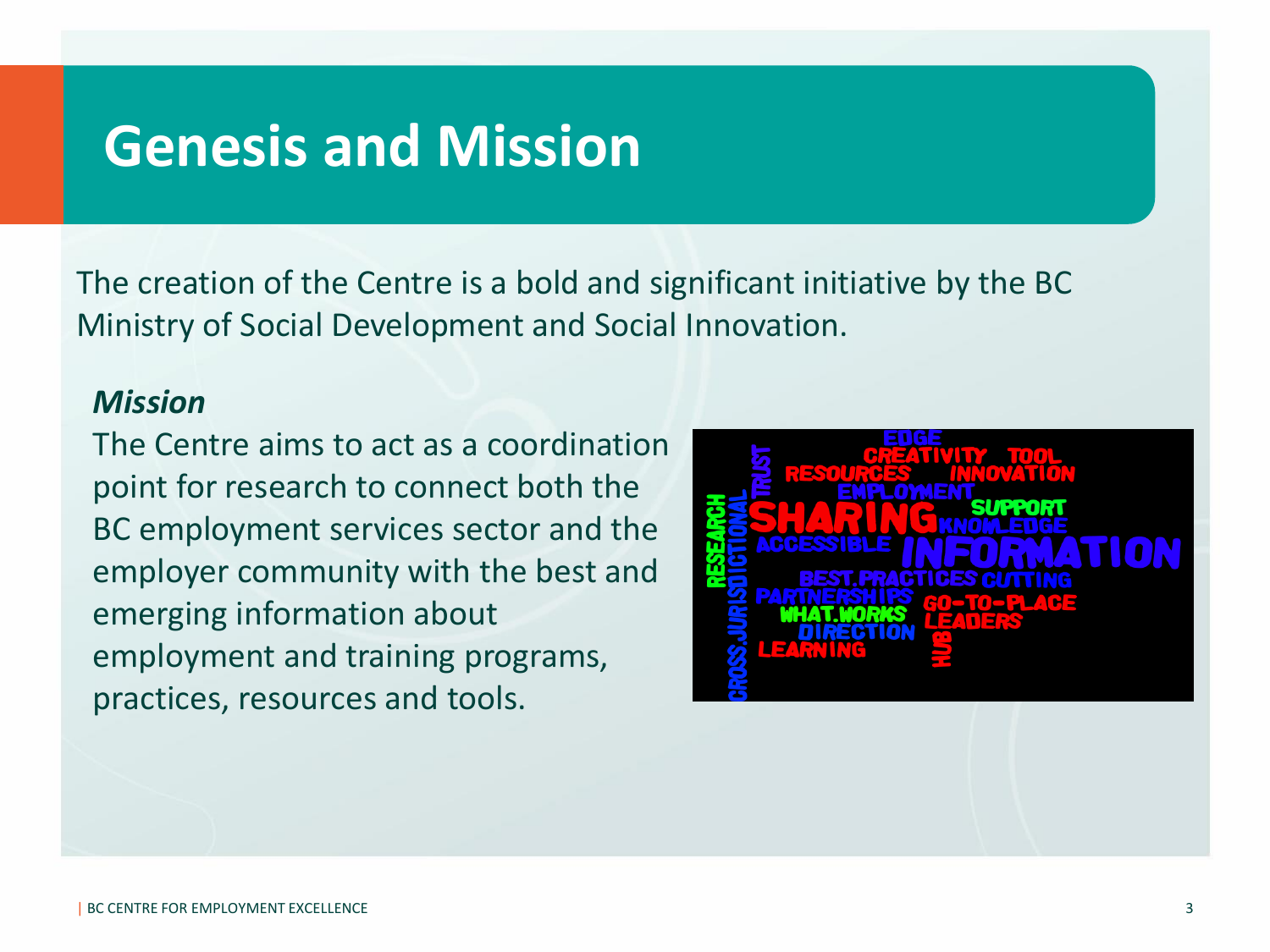# Genesis and Mission

The creation of the Centre is a bold and significant initiative by the BC Ministry of Social Development and Social Innovation.

***Mission***

The Centre aims to act as a coordination point for research to connect both the BC employment services sector and the employer community with the best and emerging information about employment and training programs, practices, resources and tools.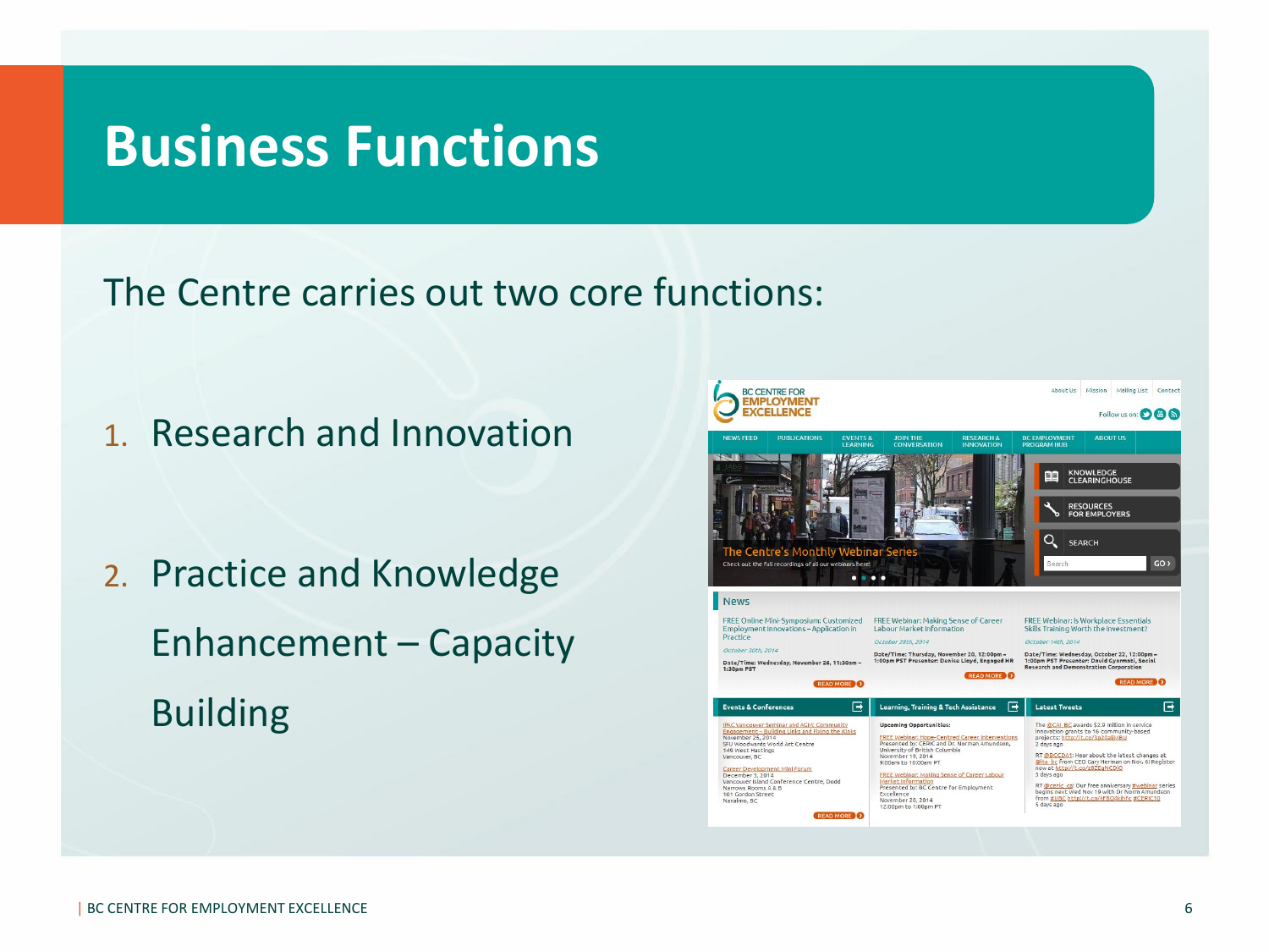# Business Functions

The Centre carries out two core functions:

1. Research and Innovation
2. Practice and Knowledge Enhancement – Capacity Building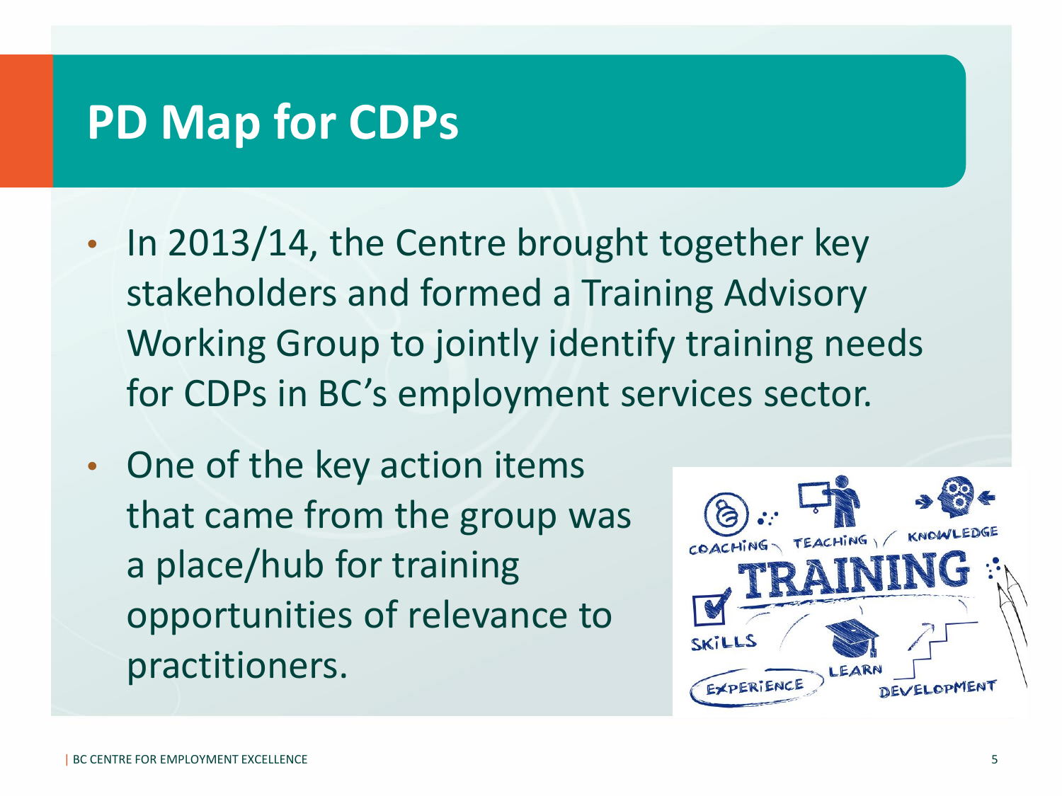# PD Map for CDPs

- In 2013/14, the Centre brought together key stakeholders and formed a Training Advisory Working Group to jointly identify training needs for CDPs in BC's employment services sector.
- One of the key action items that came from the group was a place/hub for training opportunities of relevance to practitioners.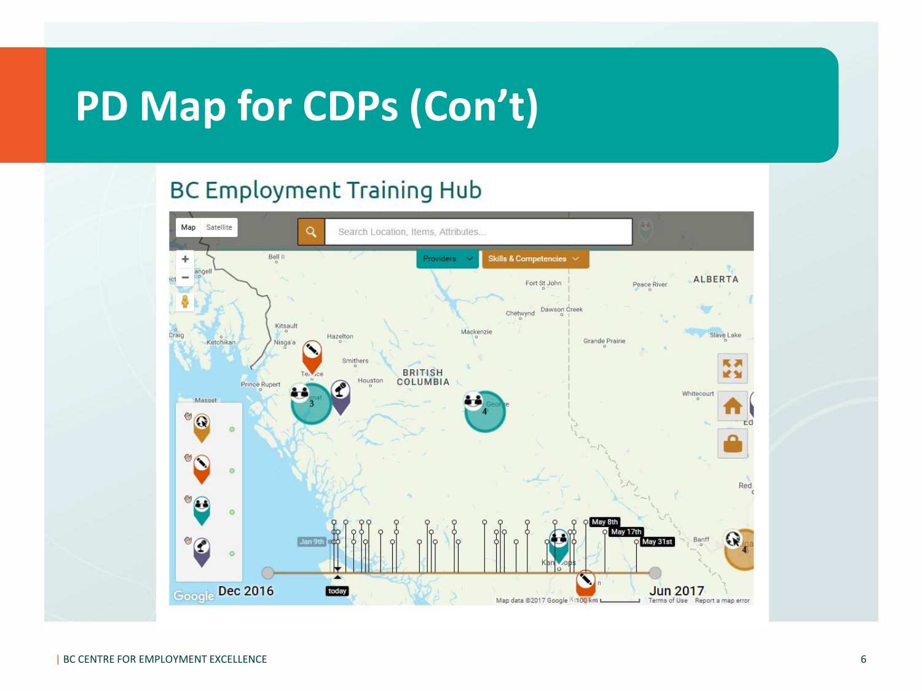# PD Map for CDPs (Con't)

## BC Employment Training Hub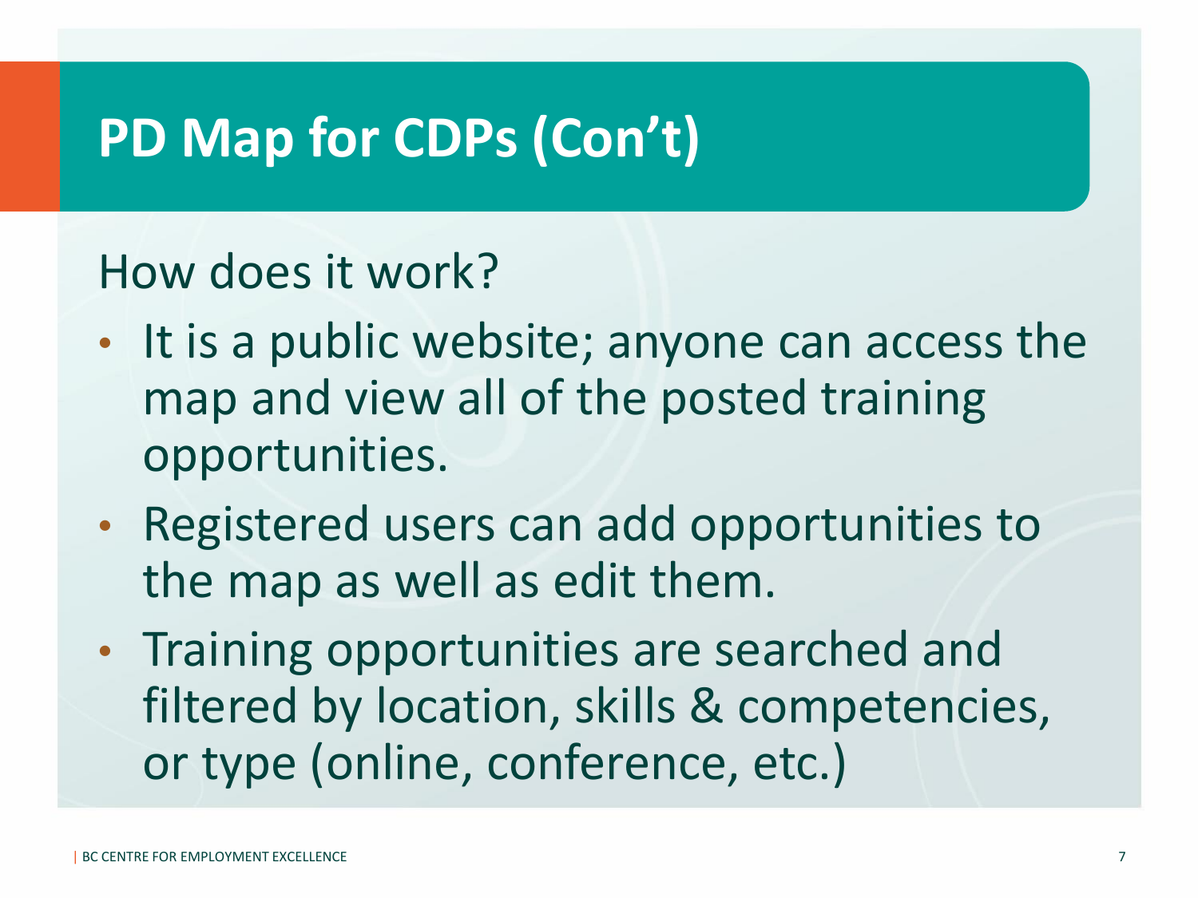# PD Map for CDPs (Con't)

How does it work?

- It is a public website; anyone can access the map and view all of the posted training opportunities.
- Registered users can add opportunities to the map as well as edit them.
- Training opportunities are searched and filtered by location, skills & competencies, or type (online, conference, etc.)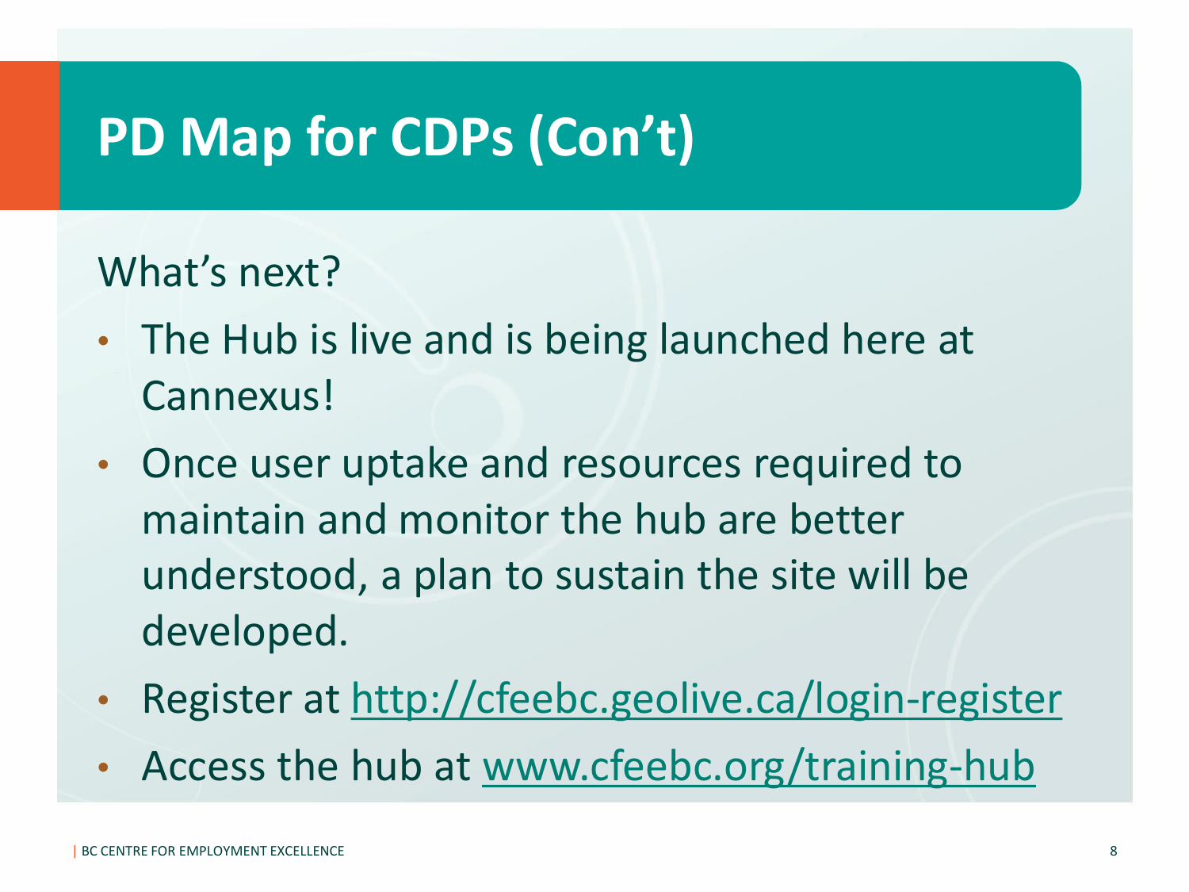# PD Map for CDPs (Con't)

What's next?

- The Hub is live and is being launched here at Cannexus!
- Once user uptake and resources required to maintain and monitor the hub are better understood, a plan to sustain the site will be developed.
- Register at http://cfeebc.geolive.ca/login-register
- Access the hub at www.cfeebc.org/training-hub